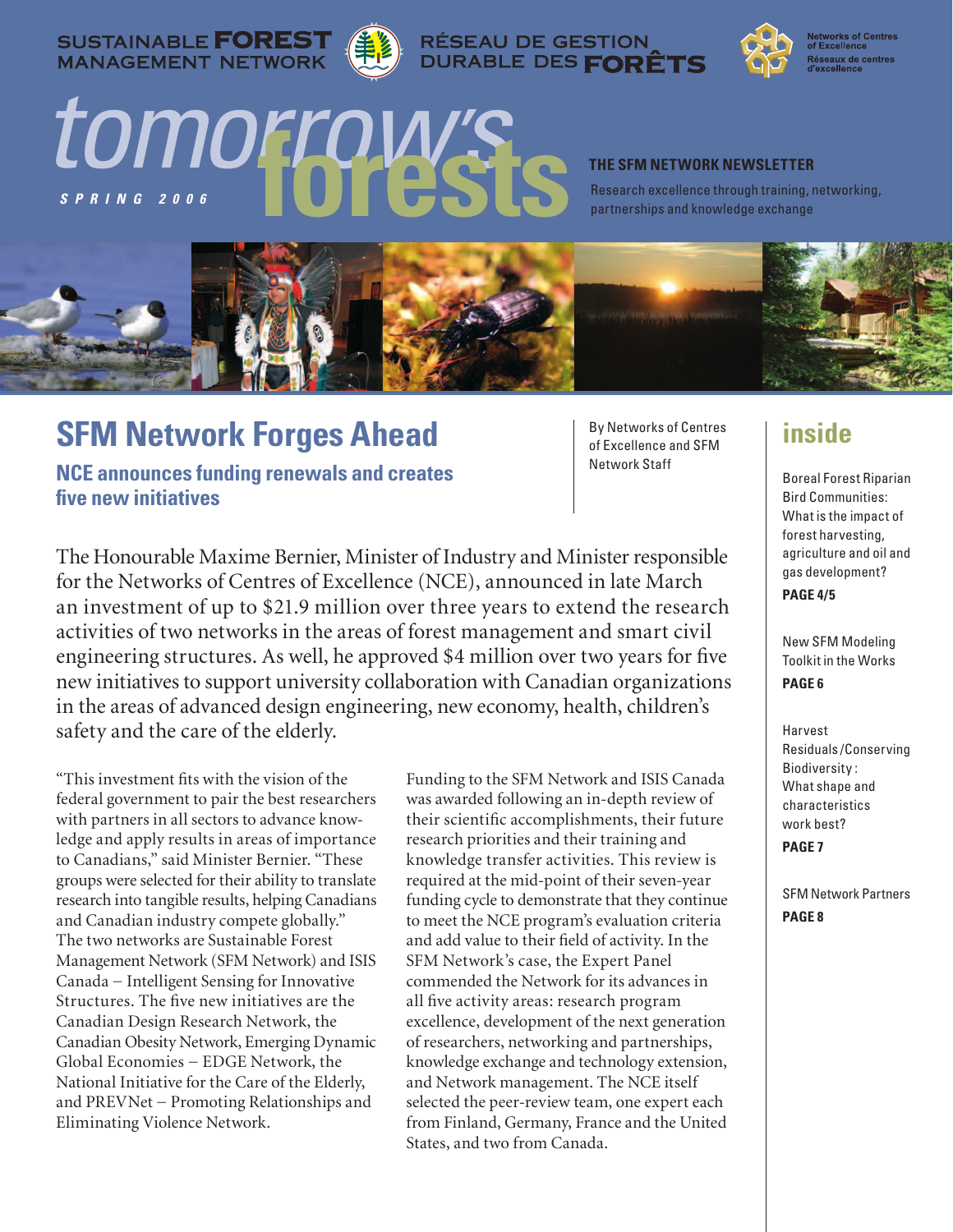SUSTAINABLE FOREST MANAGEMENT NETWORK

RÉSEAU DE GESTION DURABLE DES FORÊTS

Networks of Centres of Excellence
Réseaux de centres d'excellence

# tomorrow's forests

*SPRING 2006*

**THE SFM NETWORK NEWSLETTER**

Research excellence through training, networking, partnerships and knowledge exchange

## SFM Network Forges Ahead

### NCE announces funding renewals and creates five new initiatives

By Networks of Centres of Excellence and SFM Network Staff

The Honourable Maxime Bernier, Minister of Industry and Minister responsible for the Networks of Centres of Excellence (NCE), announced in late March an investment of up to $21.9 million over three years to extend the research activities of two networks in the areas of forest management and smart civil engineering structures. As well, he approved $4 million over two years for five new initiatives to support university collaboration with Canadian organizations in the areas of advanced design engineering, new economy, health, children's safety and the care of the elderly.

"This investment fits with the vision of the federal government to pair the best researchers with partners in all sectors to advance knowledge and apply results in areas of importance to Canadians," said Minister Bernier. "These groups were selected for their ability to translate research into tangible results, helping Canadians and Canadian industry compete globally." The two networks are Sustainable Forest Management Network (SFM Network) and ISIS Canada – Intelligent Sensing for Innovative Structures. The five new initiatives are the Canadian Design Research Network, the Canadian Obesity Network, Emerging Dynamic Global Economies – EDGE Network, the National Initiative for the Care of the Elderly, and PREVNet – Promoting Relationships and Eliminating Violence Network.

Funding to the SFM Network and ISIS Canada was awarded following an in-depth review of their scientific accomplishments, their future research priorities and their training and knowledge transfer activities. This review is required at the mid-point of their seven-year funding cycle to demonstrate that they continue to meet the NCE program's evaluation criteria and add value to their field of activity. In the SFM Network's case, the Expert Panel commended the Network for its advances in all five activity areas: research program excellence, development of the next generation of researchers, networking and partnerships, knowledge exchange and technology extension, and Network management. The NCE itself selected the peer-review team, one expert each from Finland, Germany, France and the United States, and two from Canada.

## inside

Boreal Forest Riparian Bird Communities: What is the impact of forest harvesting, agriculture and oil and gas development?
**PAGE 4/5**

New SFM Modeling Toolkit in the Works
**PAGE 6**

Harvest Residuals/Conserving Biodiversity: What shape and characteristics work best?
**PAGE 7**

SFM Network Partners
**PAGE 8**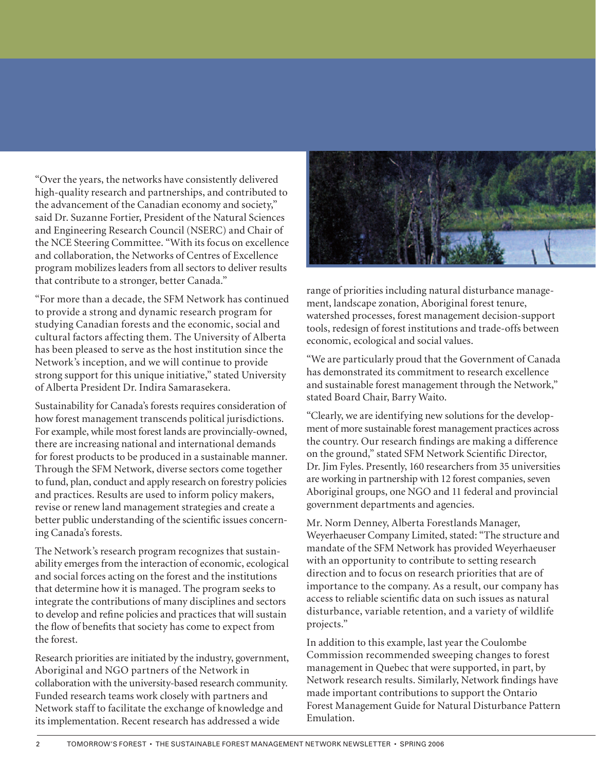"Over the years, the networks have consistently delivered high-quality research and partnerships, and contributed to the advancement of the Canadian economy and society," said Dr. Suzanne Fortier, President of the Natural Sciences and Engineering Research Council (NSERC) and Chair of the NCE Steering Committee. "With its focus on excellence and collaboration, the Networks of Centres of Excellence program mobilizes leaders from all sectors to deliver results that contribute to a stronger, better Canada."

"For more than a decade, the SFM Network has continued to provide a strong and dynamic research program for studying Canadian forests and the economic, social and cultural factors affecting them. The University of Alberta has been pleased to serve as the host institution since the Network's inception, and we will continue to provide strong support for this unique initiative," stated University of Alberta President Dr. Indira Samarasekera.

Sustainability for Canada's forests requires consideration of how forest management transcends political jurisdictions. For example, while most forest lands are provincially-owned, there are increasing national and international demands for forest products to be produced in a sustainable manner. Through the SFM Network, diverse sectors come together to fund, plan, conduct and apply research on forestry policies and practices. Results are used to inform policy makers, revise or renew land management strategies and create a better public understanding of the scientific issues concerning Canada's forests.

The Network's research program recognizes that sustainability emerges from the interaction of economic, ecological and social forces acting on the forest and the institutions that determine how it is managed. The program seeks to integrate the contributions of many disciplines and sectors to develop and refine policies and practices that will sustain the flow of benefits that society has come to expect from the forest.

Research priorities are initiated by the industry, government, Aboriginal and NGO partners of the Network in collaboration with the university-based research community. Funded research teams work closely with partners and Network staff to facilitate the exchange of knowledge and its implementation. Recent research has addressed a wide range of priorities including natural disturbance management, landscape zonation, Aboriginal forest tenure, watershed processes, forest management decision-support tools, redesign of forest institutions and trade-offs between economic, ecological and social values.

"We are particularly proud that the Government of Canada has demonstrated its commitment to research excellence and sustainable forest management through the Network," stated Board Chair, Barry Waito.

"Clearly, we are identifying new solutions for the development of more sustainable forest management practices across the country. Our research findings are making a difference on the ground," stated SFM Network Scientific Director, Dr. Jim Fyles. Presently, 160 researchers from 35 universities are working in partnership with 12 forest companies, seven Aboriginal groups, one NGO and 11 federal and provincial government departments and agencies.

Mr. Norm Denney, Alberta Forestlands Manager, Weyerhaeuser Company Limited, stated: "The structure and mandate of the SFM Network has provided Weyerhaeuser with an opportunity to contribute to setting research direction and to focus on research priorities that are of importance to the company. As a result, our company has access to reliable scientific data on such issues as natural disturbance, variable retention, and a variety of wildlife projects."

In addition to this example, last year the Coulombe Commission recommended sweeping changes to forest management in Quebec that were supported, in part, by Network research results. Similarly, Network findings have made important contributions to support the Ontario Forest Management Guide for Natural Disturbance Pattern Emulation.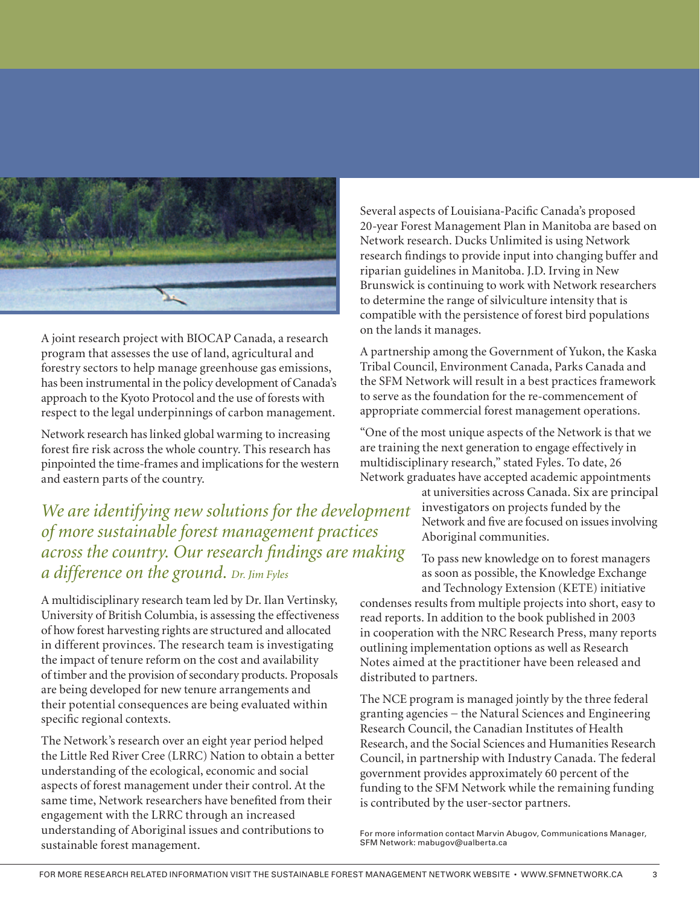A joint research project with BIOCAP Canada, a research program that assesses the use of land, agricultural and forestry sectors to help manage greenhouse gas emissions, has been instrumental in the policy development of Canada's approach to the Kyoto Protocol and the use of forests with respect to the legal underpinnings of carbon management.

Network research has linked global warming to increasing forest fire risk across the whole country. This research has pinpointed the time-frames and implications for the western and eastern parts of the country.

*We are identifying new solutions for the development of more sustainable forest management practices across the country. Our research findings are making a difference on the ground. Dr. Jim Fyles*

A multidisciplinary research team led by Dr. Ilan Vertinsky, University of British Columbia, is assessing the effectiveness of how forest harvesting rights are structured and allocated in different provinces. The research team is investigating the impact of tenure reform on the cost and availability of timber and the provision of secondary products. Proposals are being developed for new tenure arrangements and their potential consequences are being evaluated within specific regional contexts.

The Network's research over an eight year period helped the Little Red River Cree (LRRC) Nation to obtain a better understanding of the ecological, economic and social aspects of forest management under their control. At the same time, Network researchers have benefited from their engagement with the LRRC through an increased understanding of Aboriginal issues and contributions to sustainable forest management.

Several aspects of Louisiana-Pacific Canada's proposed 20-year Forest Management Plan in Manitoba are based on Network research. Ducks Unlimited is using Network research findings to provide input into changing buffer and riparian guidelines in Manitoba. J.D. Irving in New Brunswick is continuing to work with Network researchers to determine the range of silviculture intensity that is compatible with the persistence of forest bird populations on the lands it manages.

A partnership among the Government of Yukon, the Kaska Tribal Council, Environment Canada, Parks Canada and the SFM Network will result in a best practices framework to serve as the foundation for the re-commencement of appropriate commercial forest management operations.

"One of the most unique aspects of the Network is that we are training the next generation to engage effectively in multidisciplinary research," stated Fyles. To date, 26 Network graduates have accepted academic appointments at universities across Canada. Six are principal investigators on projects funded by the Network and five are focused on issues involving Aboriginal communities.

To pass new knowledge on to forest managers as soon as possible, the Knowledge Exchange and Technology Extension (KETE) initiative condenses results from multiple projects into short, easy to read reports. In addition to the book published in 2003 in cooperation with the NRC Research Press, many reports outlining implementation options as well as Research Notes aimed at the practitioner have been released and distributed to partners.

The NCE program is managed jointly by the three federal granting agencies – the Natural Sciences and Engineering Research Council, the Canadian Institutes of Health Research, and the Social Sciences and Humanities Research Council, in partnership with Industry Canada. The federal government provides approximately 60 percent of the funding to the SFM Network while the remaining funding is contributed by the user-sector partners.

For more information contact Marvin Abugov, Communications Manager, SFM Network: mabugov@ualberta.ca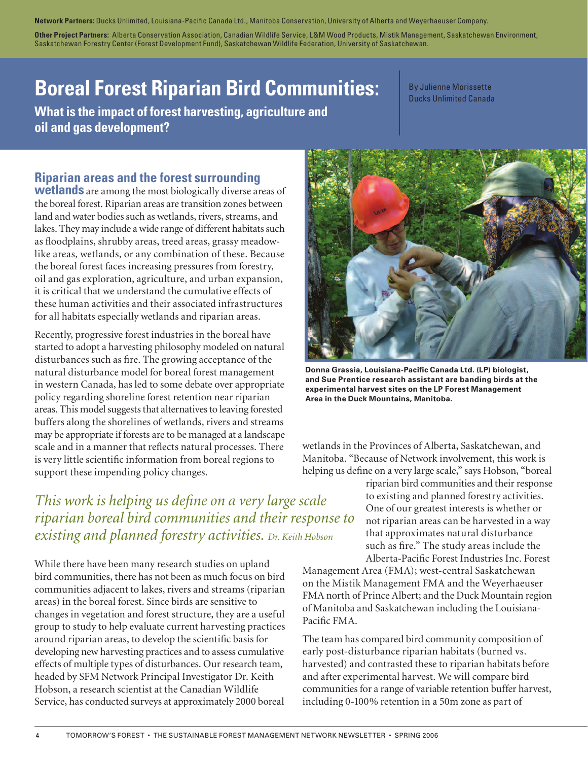**Network Partners:** Ducks Unlimited, Louisiana-Pacific Canada Ltd., Manitoba Conservation, University of Alberta and Weyerhaeuser Company.

**Other Project Partners:** Alberta Conservation Association, Canadian Wildlife Service, L&M Wood Products, Mistik Management, Saskatchewan Environment, Saskatchewan Forestry Center (Forest Development Fund), Saskatchewan Wildlife Federation, University of Saskatchewan.

# Boreal Forest Riparian Bird Communities:

## What is the impact of forest harvesting, agriculture and oil and gas development?

By Julienne Morissette
Ducks Unlimited Canada

**Riparian areas and the forest surrounding wetlands** are among the most biologically diverse areas of the boreal forest. Riparian areas are transition zones between land and water bodies such as wetlands, rivers, streams, and lakes. They may include a wide range of different habitats such as floodplains, shrubby areas, treed areas, grassy meadow-like areas, wetlands, or any combination of these. Because the boreal forest faces increasing pressures from forestry, oil and gas exploration, agriculture, and urban expansion, it is critical that we understand the cumulative effects of these human activities and their associated infrastructures for all habitats especially wetlands and riparian areas.

Recently, progressive forest industries in the boreal have started to adopt a harvesting philosophy modeled on natural disturbances such as fire. The growing acceptance of the natural disturbance model for boreal forest management in western Canada, has led to some debate over appropriate policy regarding shoreline forest retention near riparian areas. This model suggests that alternatives to leaving forested buffers along the shorelines of wetlands, rivers and streams may be appropriate if forests are to be managed at a landscape scale and in a manner that reflects natural processes. There is very little scientific information from boreal regions to support these impending policy changes.

*This work is helping us define on a very large scale riparian boreal bird communities and their response to existing and planned forestry activities. Dr. Keith Hobson*

While there have been many research studies on upland bird communities, there has not been as much focus on bird communities adjacent to lakes, rivers and streams (riparian areas) in the boreal forest. Since birds are sensitive to changes in vegetation and forest structure, they are a useful group to study to help evaluate current harvesting practices around riparian areas, to develop the scientific basis for developing new harvesting practices and to assess cumulative effects of multiple types of disturbances. Our research team, headed by SFM Network Principal Investigator Dr. Keith Hobson, a research scientist at the Canadian Wildlife Service, has conducted surveys at approximately 2000 boreal wetlands in the Provinces of Alberta, Saskatchewan, and Manitoba. "Because of Network involvement, this work is helping us define on a very large scale," says Hobson, "boreal riparian bird communities and their response to existing and planned forestry activities. One of our greatest interests is whether or not riparian areas can be harvested in a way that approximates natural disturbance such as fire." The study areas include the Alberta-Pacific Forest Industries Inc. Forest Management Area (FMA); west-central Saskatchewan on the Mistik Management FMA and the Weyerhaeuser FMA north of Prince Albert; and the Duck Mountain region of Manitoba and Saskatchewan including the Louisiana-Pacific FMA.

**Donna Grassia, Louisiana-Pacific Canada Ltd. (LP) biologist, and Sue Prentice research assistant are banding birds at the experimental harvest sites on the LP Forest Management Area in the Duck Mountains, Manitoba.**

The team has compared bird community composition of early post-disturbance riparian habitats (burned vs. harvested) and contrasted these to riparian habitats before and after experimental harvest. We will compare bird communities for a range of variable retention buffer harvest, including 0-100% retention in a 50m zone as part of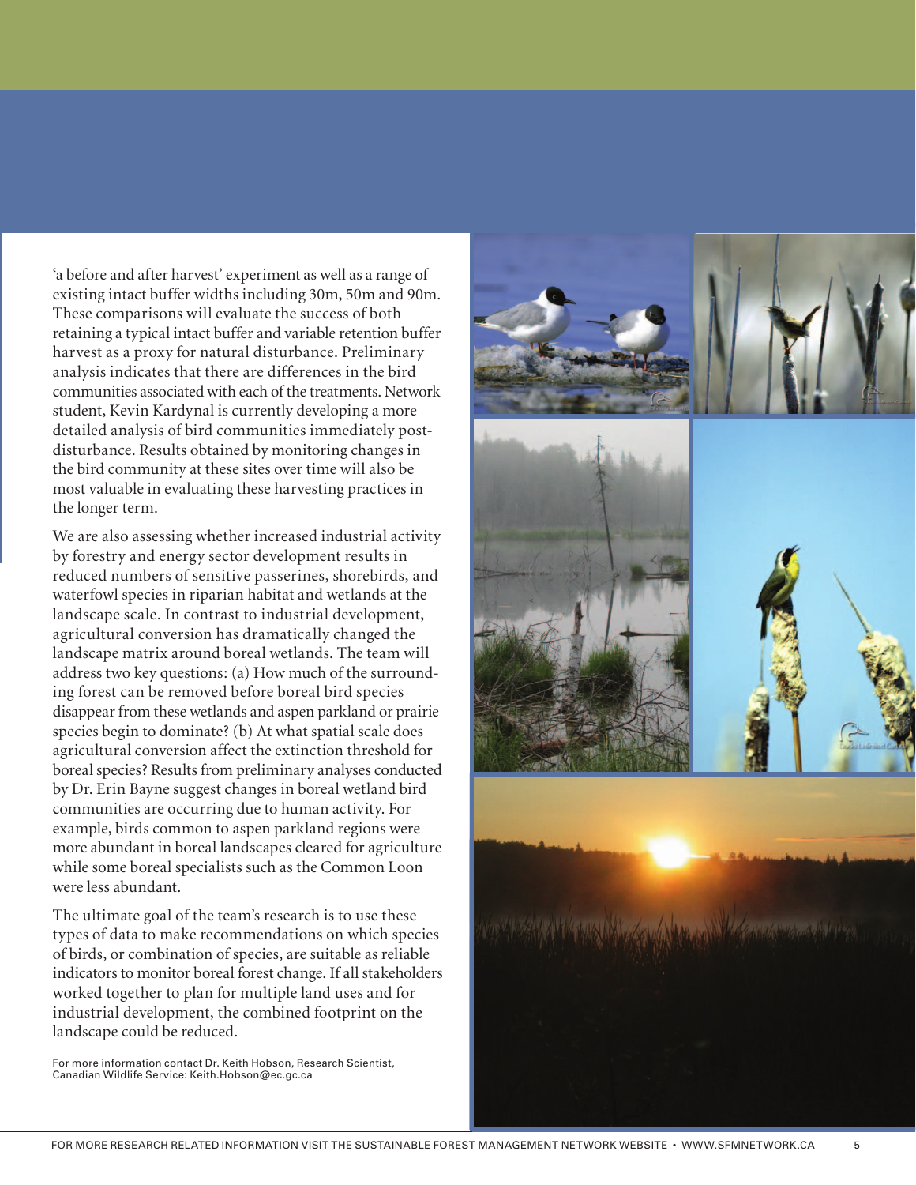'a before and after harvest' experiment as well as a range of existing intact buffer widths including 30m, 50m and 90m. These comparisons will evaluate the success of both retaining a typical intact buffer and variable retention buffer harvest as a proxy for natural disturbance. Preliminary analysis indicates that there are differences in the bird communities associated with each of the treatments. Network student, Kevin Kardynal is currently developing a more detailed analysis of bird communities immediately post-disturbance. Results obtained by monitoring changes in the bird community at these sites over time will also be most valuable in evaluating these harvesting practices in the longer term.

We are also assessing whether increased industrial activity by forestry and energy sector development results in reduced numbers of sensitive passerines, shorebirds, and waterfowl species in riparian habitat and wetlands at the landscape scale. In contrast to industrial development, agricultural conversion has dramatically changed the landscape matrix around boreal wetlands. The team will address two key questions: (a) How much of the surrounding forest can be removed before boreal bird species disappear from these wetlands and aspen parkland or prairie species begin to dominate? (b) At what spatial scale does agricultural conversion affect the extinction threshold for boreal species? Results from preliminary analyses conducted by Dr. Erin Bayne suggest changes in boreal wetland bird communities are occurring due to human activity. For example, birds common to aspen parkland regions were more abundant in boreal landscapes cleared for agriculture while some boreal specialists such as the Common Loon were less abundant.

The ultimate goal of the team's research is to use these types of data to make recommendations on which species of birds, or combination of species, are suitable as reliable indicators to monitor boreal forest change. If all stakeholders worked together to plan for multiple land uses and for industrial development, the combined footprint on the landscape could be reduced.

For more information contact Dr. Keith Hobson, Research Scientist, Canadian Wildlife Service: Keith.Hobson@ec.gc.ca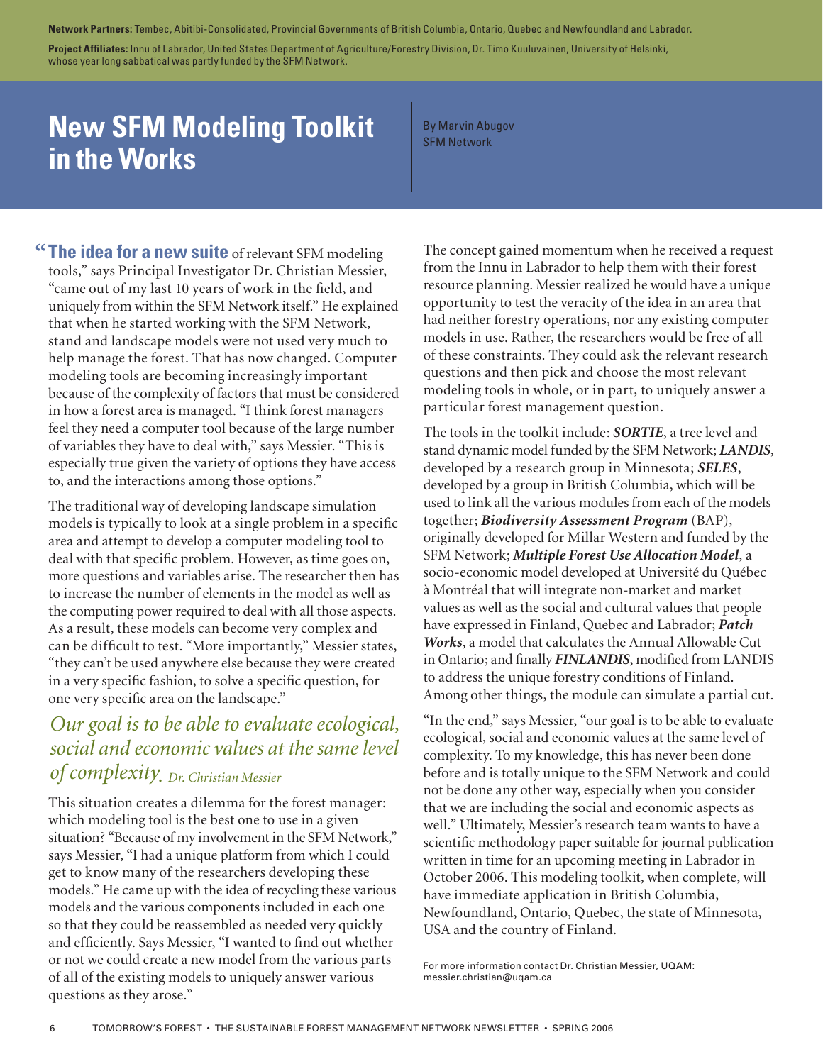**Network Partners:** Tembec, Abitibi-Consolidated, Provincial Governments of British Columbia, Ontario, Quebec and Newfoundland and Labrador.

**Project Affiliates:** Innu of Labrador, United States Department of Agriculture/Forestry Division, Dr. Timo Kuuluvainen, University of Helsinki, whose year long sabbatical was partly funded by the SFM Network.

# New SFM Modeling Toolkit in the Works

By Marvin Abugov
SFM Network

"**The idea for a new suite** of relevant SFM modeling tools," says Principal Investigator Dr. Christian Messier, "came out of my last 10 years of work in the field, and uniquely from within the SFM Network itself." He explained that when he started working with the SFM Network, stand and landscape models were not used very much to help manage the forest. That has now changed. Computer modeling tools are becoming increasingly important because of the complexity of factors that must be considered in how a forest area is managed. "I think forest managers feel they need a computer tool because of the large number of variables they have to deal with," says Messier. "This is especially true given the variety of options they have access to, and the interactions among those options."

The traditional way of developing landscape simulation models is typically to look at a single problem in a specific area and attempt to develop a computer modeling tool to deal with that specific problem. However, as time goes on, more questions and variables arise. The researcher then has to increase the number of elements in the model as well as the computing power required to deal with all those aspects. As a result, these models can become very complex and can be difficult to test. "More importantly," Messier states, "they can't be used anywhere else because they were created in a very specific fashion, to solve a specific question, for one very specific area on the landscape."

*Our goal is to be able to evaluate ecological, social and economic values at the same level of complexity. Dr. Christian Messier*

This situation creates a dilemma for the forest manager: which modeling tool is the best one to use in a given situation? "Because of my involvement in the SFM Network," says Messier, "I had a unique platform from which I could get to know many of the researchers developing these models." He came up with the idea of recycling these various models and the various components included in each one so that they could be reassembled as needed very quickly and efficiently. Says Messier, "I wanted to find out whether or not we could create a new model from the various parts of all of the existing models to uniquely answer various questions as they arose."

The concept gained momentum when he received a request from the Innu in Labrador to help them with their forest resource planning. Messier realized he would have a unique opportunity to test the veracity of the idea in an area that had neither forestry operations, nor any existing computer models in use. Rather, the researchers would be free of all of these constraints. They could ask the relevant research questions and then pick and choose the most relevant modeling tools in whole, or in part, to uniquely answer a particular forest management question.

The tools in the toolkit include: ***SORTIE***, a tree level and stand dynamic model funded by the SFM Network; ***LANDIS***, developed by a research group in Minnesota; ***SELES***, developed by a group in British Columbia, which will be used to link all the various modules from each of the models together; ***Biodiversity Assessment Program*** (BAP), originally developed for Millar Western and funded by the SFM Network; ***Multiple Forest Use Allocation Model***, a socio-economic model developed at Université du Québec à Montréal that will integrate non-market and market values as well as the social and cultural values that people have expressed in Finland, Quebec and Labrador; ***Patch Works***, a model that calculates the Annual Allowable Cut in Ontario; and finally ***FINLANDIS***, modified from LANDIS to address the unique forestry conditions of Finland. Among other things, the module can simulate a partial cut.

"In the end," says Messier, "our goal is to be able to evaluate ecological, social and economic values at the same level of complexity. To my knowledge, this has never been done before and is totally unique to the SFM Network and could not be done any other way, especially when you consider that we are including the social and economic aspects as well." Ultimately, Messier's research team wants to have a scientific methodology paper suitable for journal publication written in time for an upcoming meeting in Labrador in October 2006. This modeling toolkit, when complete, will have immediate application in British Columbia, Newfoundland, Ontario, Quebec, the state of Minnesota, USA and the country of Finland.

For more information contact Dr. Christian Messier, UQAM: messier.christian@uqam.ca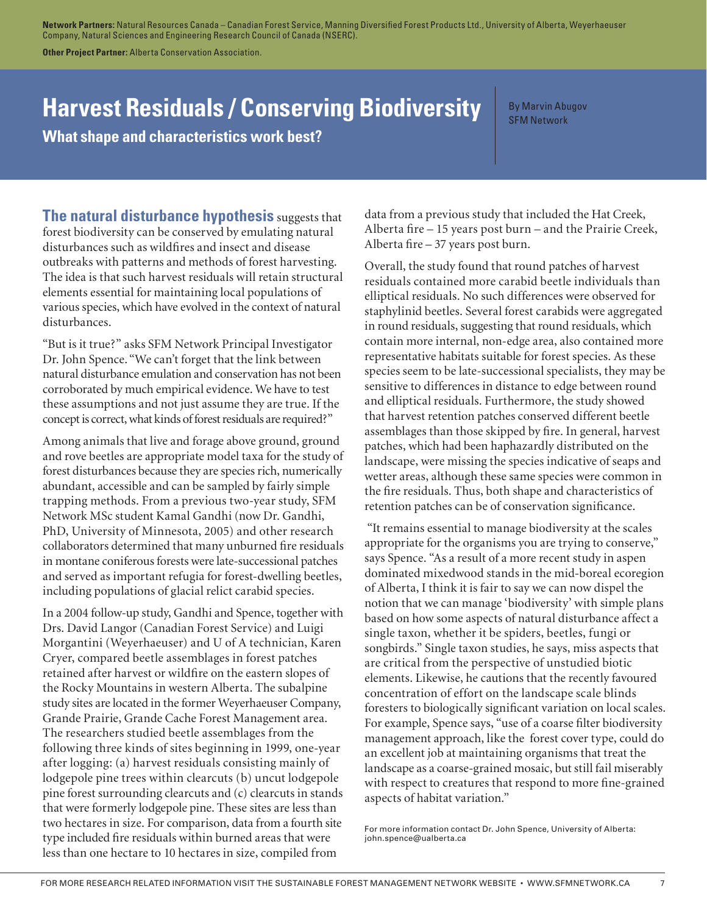**Network Partners:** Natural Resources Canada – Canadian Forest Service, Manning Diversified Forest Products Ltd., University of Alberta, Weyerhaeuser Company, Natural Sciences and Engineering Research Council of Canada (NSERC).

**Other Project Partner:** Alberta Conservation Association.

# Harvest Residuals / Conserving Biodiversity

## What shape and characteristics work best?

By Marvin Abugov
SFM Network

**The natural disturbance hypothesis** suggests that forest biodiversity can be conserved by emulating natural disturbances such as wildfires and insect and disease outbreaks with patterns and methods of forest harvesting. The idea is that such harvest residuals will retain structural elements essential for maintaining local populations of various species, which have evolved in the context of natural disturbances.

"But is it true?" asks SFM Network Principal Investigator Dr. John Spence. "We can't forget that the link between natural disturbance emulation and conservation has not been corroborated by much empirical evidence. We have to test these assumptions and not just assume they are true. If the concept is correct, what kinds of forest residuals are required?"

Among animals that live and forage above ground, ground and rove beetles are appropriate model taxa for the study of forest disturbances because they are species rich, numerically abundant, accessible and can be sampled by fairly simple trapping methods. From a previous two-year study, SFM Network MSc student Kamal Gandhi (now Dr. Gandhi, PhD, University of Minnesota, 2005) and other research collaborators determined that many unburned fire residuals in montane coniferous forests were late-successional patches and served as important refugia for forest-dwelling beetles, including populations of glacial relict carabid species.

In a 2004 follow-up study, Gandhi and Spence, together with Drs. David Langor (Canadian Forest Service) and Luigi Morgantini (Weyerhaeuser) and U of A technician, Karen Cryer, compared beetle assemblages in forest patches retained after harvest or wildfire on the eastern slopes of the Rocky Mountains in western Alberta. The subalpine study sites are located in the former Weyerhaeuser Company, Grande Prairie, Grande Cache Forest Management area. The researchers studied beetle assemblages from the following three kinds of sites beginning in 1999, one-year after logging: (a) harvest residuals consisting mainly of lodgepole pine trees within clearcuts (b) uncut lodgepole pine forest surrounding clearcuts and (c) clearcuts in stands that were formerly lodgepole pine. These sites are less than two hectares in size. For comparison, data from a fourth site type included fire residuals within burned areas that were less than one hectare to 10 hectares in size, compiled from data from a previous study that included the Hat Creek, Alberta fire – 15 years post burn – and the Prairie Creek, Alberta fire – 37 years post burn.

Overall, the study found that round patches of harvest residuals contained more carabid beetle individuals than elliptical residuals. No such differences were observed for staphylinid beetles. Several forest carabids were aggregated in round residuals, suggesting that round residuals, which contain more internal, non-edge area, also contained more representative habitats suitable for forest species. As these species seem to be late-successional specialists, they may be sensitive to differences in distance to edge between round and elliptical residuals. Furthermore, the study showed that harvest retention patches conserved different beetle assemblages than those skipped by fire. In general, harvest patches, which had been haphazardly distributed on the landscape, were missing the species indicative of seaps and wetter areas, although these same species were common in the fire residuals. Thus, both shape and characteristics of retention patches can be of conservation significance.

"It remains essential to manage biodiversity at the scales appropriate for the organisms you are trying to conserve," says Spence. "As a result of a more recent study in aspen dominated mixedwood stands in the mid-boreal ecoregion of Alberta, I think it is fair to say we can now dispel the notion that we can manage 'biodiversity' with simple plans based on how some aspects of natural disturbance affect a single taxon, whether it be spiders, beetles, fungi or songbirds." Single taxon studies, he says, miss aspects that are critical from the perspective of unstudied biotic elements. Likewise, he cautions that the recently favoured concentration of effort on the landscape scale blinds foresters to biologically significant variation on local scales. For example, Spence says, "use of a coarse filter biodiversity management approach, like the forest cover type, could do an excellent job at maintaining organisms that treat the landscape as a coarse-grained mosaic, but still fail miserably with respect to creatures that respond to more fine-grained aspects of habitat variation."

For more information contact Dr. John Spence, University of Alberta: john.spence@ualberta.ca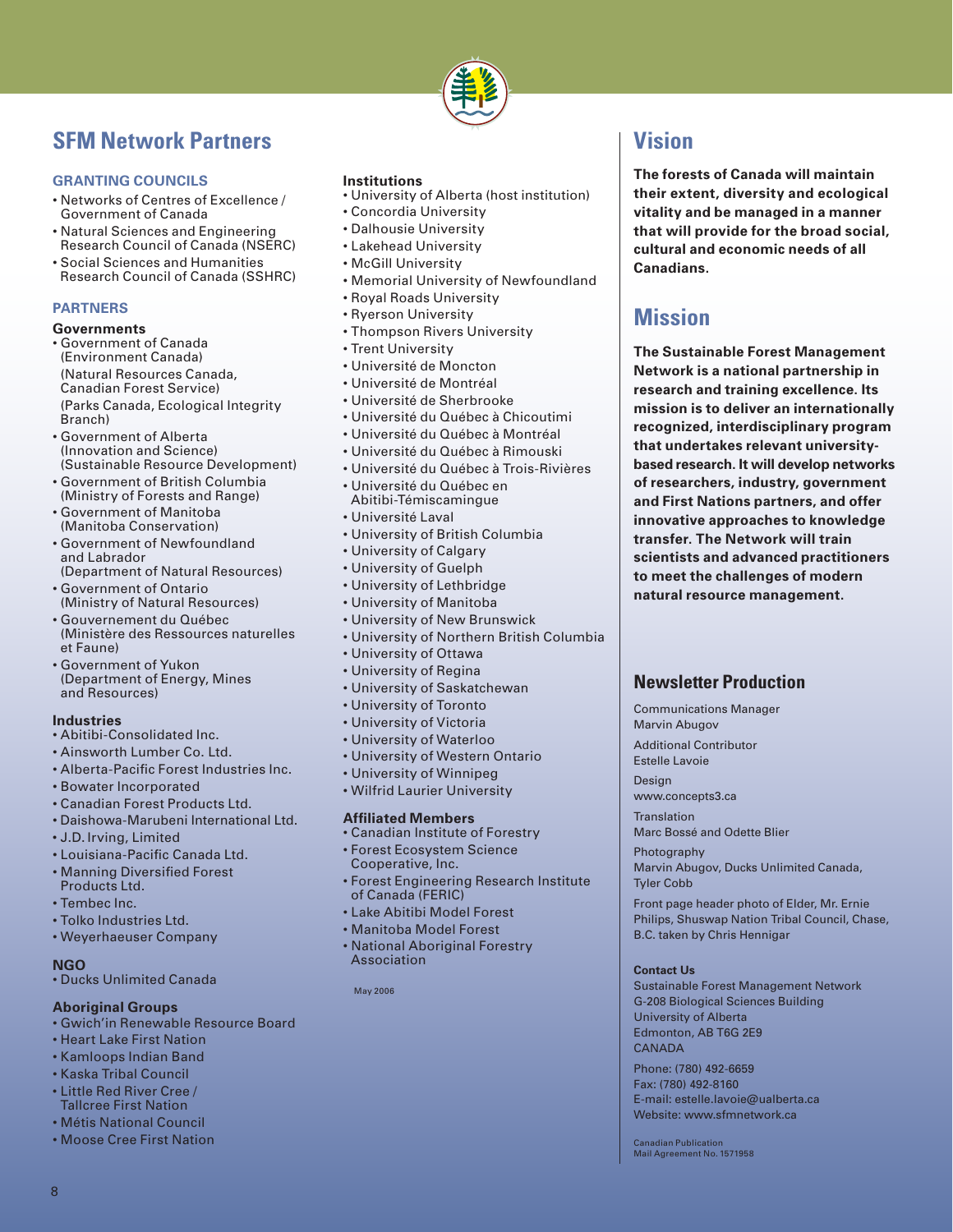## SFM Network Partners

### GRANTING COUNCILS

- Networks of Centres of Excellence / Government of Canada
- Natural Sciences and Engineering Research Council of Canada (NSERC)
- Social Sciences and Humanities Research Council of Canada (SSHRC)

### PARTNERS

#### Governments

- Government of Canada
  (Environment Canada)
  (Natural Resources Canada, Canadian Forest Service)
  (Parks Canada, Ecological Integrity Branch)
- Government of Alberta
  (Innovation and Science)
  (Sustainable Resource Development)
- Government of British Columbia
  (Ministry of Forests and Range)
- Government of Manitoba
  (Manitoba Conservation)
- Government of Newfoundland and Labrador
  (Department of Natural Resources)
- Government of Ontario
  (Ministry of Natural Resources)
- Gouvernement du Québec
  (Ministère des Ressources naturelles et Faune)
- Government of Yukon
  (Department of Energy, Mines and Resources)

#### Industries

- Abitibi-Consolidated Inc.
- Ainsworth Lumber Co. Ltd.
- Alberta-Pacific Forest Industries Inc.
- Bowater Incorporated
- Canadian Forest Products Ltd.
- Daishowa-Marubeni International Ltd.
- J.D. Irving, Limited
- Louisiana-Pacific Canada Ltd.
- Manning Diversified Forest Products Ltd.
- Tembec Inc.
- Tolko Industries Ltd.
- Weyerhaeuser Company

#### NGO

- Ducks Unlimited Canada

#### Aboriginal Groups

- Gwich'in Renewable Resource Board
- Heart Lake First Nation
- Kamloops Indian Band
- Kaska Tribal Council
- Little Red River Cree / Tallcree First Nation
- Métis National Council
- Moose Cree First Nation

#### Institutions

- University of Alberta (host institution)
- Concordia University
- Dalhousie University
- Lakehead University
- McGill University
- Memorial University of Newfoundland
- Royal Roads University
- Ryerson University
- Thompson Rivers University
- Trent University
- Université de Moncton
- Université de Montréal
- Université de Sherbrooke
- Université du Québec à Chicoutimi
- Université du Québec à Montréal
- Université du Québec à Rimouski
- Université du Québec à Trois-Rivières
- Université du Québec en Abitibi-Témiscamingue
- Université Laval
- University of British Columbia
- University of Calgary
- University of Guelph
- University of Lethbridge
- University of Manitoba
- University of New Brunswick
- University of Northern British Columbia
- University of Ottawa
- University of Regina
- University of Saskatchewan
- University of Toronto
- University of Victoria
- University of Waterloo
- University of Western Ontario
- University of Winnipeg
- Wilfrid Laurier University

#### Affiliated Members

- Canadian Institute of Forestry
- Forest Ecosystem Science Cooperative, Inc.
- Forest Engineering Research Institute of Canada (FERIC)
- Lake Abitibi Model Forest
- Manitoba Model Forest
- National Aboriginal Forestry Association

May 2006

## Vision

**The forests of Canada will maintain their extent, diversity and ecological vitality and be managed in a manner that will provide for the broad social, cultural and economic needs of all Canadians.**

## Mission

**The Sustainable Forest Management Network is a national partnership in research and training excellence. Its mission is to deliver an internationally recognized, interdisciplinary program that undertakes relevant university-based research. It will develop networks of researchers, industry, government and First Nations partners, and offer innovative approaches to knowledge transfer. The Network will train scientists and advanced practitioners to meet the challenges of modern natural resource management.**

### Newsletter Production

Communications Manager
Marvin Abugov

Additional Contributor
Estelle Lavoie

Design
www.concepts3.ca

Translation
Marc Bossé and Odette Blier

Photography
Marvin Abugov, Ducks Unlimited Canada, Tyler Cobb

Front page header photo of Elder, Mr. Ernie Philips, Shuswap Nation Tribal Council, Chase, B.C. taken by Chris Hennigar

**Contact Us**

Sustainable Forest Management Network
G-208 Biological Sciences Building
University of Alberta
Edmonton, AB T6G 2E9
CANADA

Phone: (780) 492-6659
Fax: (780) 492-8160
E-mail: estelle.lavoie@ualberta.ca
Website: www.sfmnetwork.ca

Canadian Publication
Mail Agreement No. 1571958